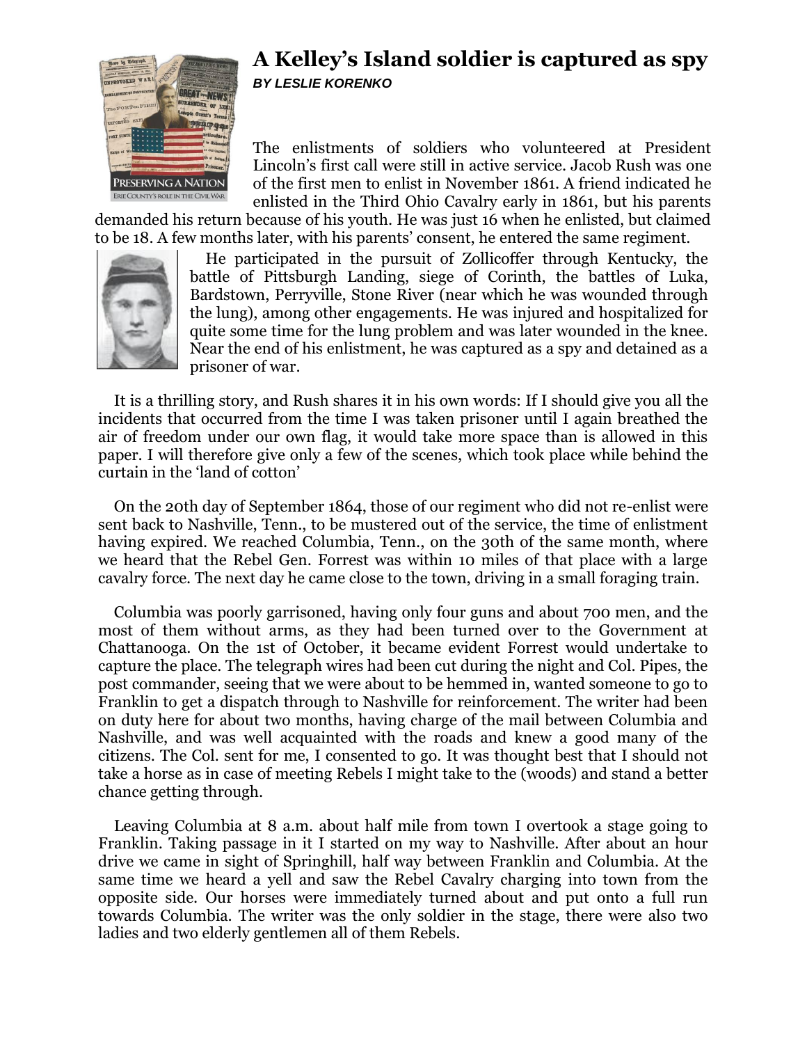# A Kelley's Island soldier is captured as spy

***BY LESLIE KORENKO***

The enlistments of soldiers who volunteered at President Lincoln's first call were still in active service. Jacob Rush was one of the first men to enlist in November 1861. A friend indicated he enlisted in the Third Ohio Cavalry early in 1861, but his parents demanded his return because of his youth. He was just 16 when he enlisted, but claimed to be 18. A few months later, with his parents' consent, he entered the same regiment.

He participated in the pursuit of Zollicoffer through Kentucky, the battle of Pittsburgh Landing, siege of Corinth, the battles of Luka, Bardstown, Perryville, Stone River (near which he was wounded through the lung), among other engagements. He was injured and hospitalized for quite some time for the lung problem and was later wounded in the knee. Near the end of his enlistment, he was captured as a spy and detained as a prisoner of war.

It is a thrilling story, and Rush shares it in his own words: If I should give you all the incidents that occurred from the time I was taken prisoner until I again breathed the air of freedom under our own flag, it would take more space than is allowed in this paper. I will therefore give only a few of the scenes, which took place while behind the curtain in the 'land of cotton'

On the 20th day of September 1864, those of our regiment who did not re-enlist were sent back to Nashville, Tenn., to be mustered out of the service, the time of enlistment having expired. We reached Columbia, Tenn., on the 30th of the same month, where we heard that the Rebel Gen. Forrest was within 10 miles of that place with a large cavalry force. The next day he came close to the town, driving in a small foraging train.

Columbia was poorly garrisoned, having only four guns and about 700 men, and the most of them without arms, as they had been turned over to the Government at Chattanooga. On the 1st of October, it became evident Forrest would undertake to capture the place. The telegraph wires had been cut during the night and Col. Pipes, the post commander, seeing that we were about to be hemmed in, wanted someone to go to Franklin to get a dispatch through to Nashville for reinforcement. The writer had been on duty here for about two months, having charge of the mail between Columbia and Nashville, and was well acquainted with the roads and knew a good many of the citizens. The Col. sent for me, I consented to go. It was thought best that I should not take a horse as in case of meeting Rebels I might take to the (woods) and stand a better chance getting through.

Leaving Columbia at 8 a.m. about half mile from town I overtook a stage going to Franklin. Taking passage in it I started on my way to Nashville. After about an hour drive we came in sight of Springhill, half way between Franklin and Columbia. At the same time we heard a yell and saw the Rebel Cavalry charging into town from the opposite side. Our horses were immediately turned about and put onto a full run towards Columbia. The writer was the only soldier in the stage, there were also two ladies and two elderly gentlemen all of them Rebels.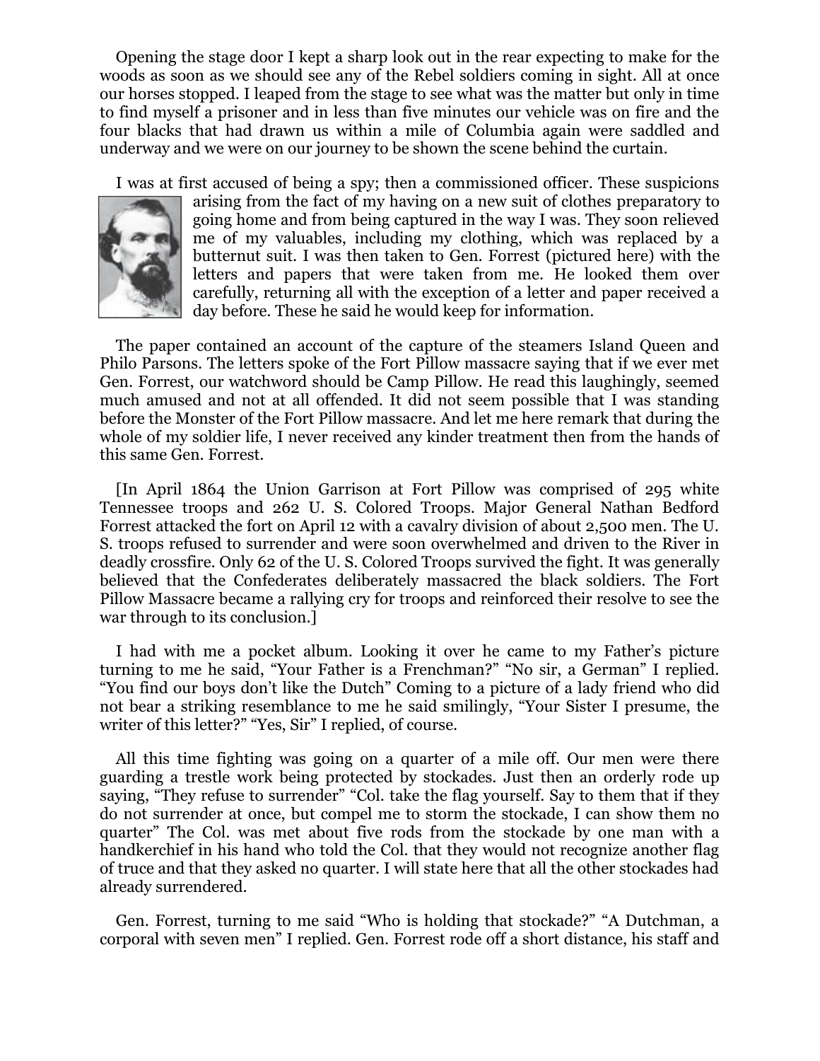Opening the stage door I kept a sharp look out in the rear expecting to make for the woods as soon as we should see any of the Rebel soldiers coming in sight. All at once our horses stopped. I leaped from the stage to see what was the matter but only in time to find myself a prisoner and in less than five minutes our vehicle was on fire and the four blacks that had drawn us within a mile of Columbia again were saddled and underway and we were on our journey to be shown the scene behind the curtain.

I was at first accused of being a spy; then a commissioned officer. These suspicions arising from the fact of my having on a new suit of clothes preparatory to going home and from being captured in the way I was. They soon relieved me of my valuables, including my clothing, which was replaced by a butternut suit. I was then taken to Gen. Forrest (pictured here) with the letters and papers that were taken from me. He looked them over carefully, returning all with the exception of a letter and paper received a day before. These he said he would keep for information.

The paper contained an account of the capture of the steamers Island Queen and Philo Parsons. The letters spoke of the Fort Pillow massacre saying that if we ever met Gen. Forrest, our watchword should be Camp Pillow. He read this laughingly, seemed much amused and not at all offended. It did not seem possible that I was standing before the Monster of the Fort Pillow massacre. And let me here remark that during the whole of my soldier life, I never received any kinder treatment then from the hands of this same Gen. Forrest.

[In April 1864 the Union Garrison at Fort Pillow was comprised of 295 white Tennessee troops and 262 U. S. Colored Troops. Major General Nathan Bedford Forrest attacked the fort on April 12 with a cavalry division of about 2,500 men. The U. S. troops refused to surrender and were soon overwhelmed and driven to the River in deadly crossfire. Only 62 of the U. S. Colored Troops survived the fight. It was generally believed that the Confederates deliberately massacred the black soldiers. The Fort Pillow Massacre became a rallying cry for troops and reinforced their resolve to see the war through to its conclusion.]

I had with me a pocket album. Looking it over he came to my Father's picture turning to me he said, "Your Father is a Frenchman?" "No sir, a German" I replied. "You find our boys don't like the Dutch" Coming to a picture of a lady friend who did not bear a striking resemblance to me he said smilingly, "Your Sister I presume, the writer of this letter?" "Yes, Sir" I replied, of course.

All this time fighting was going on a quarter of a mile off. Our men were there guarding a trestle work being protected by stockades. Just then an orderly rode up saying, "They refuse to surrender" "Col. take the flag yourself. Say to them that if they do not surrender at once, but compel me to storm the stockade, I can show them no quarter" The Col. was met about five rods from the stockade by one man with a handkerchief in his hand who told the Col. that they would not recognize another flag of truce and that they asked no quarter. I will state here that all the other stockades had already surrendered.

Gen. Forrest, turning to me said "Who is holding that stockade?" "A Dutchman, a corporal with seven men" I replied. Gen. Forrest rode off a short distance, his staff and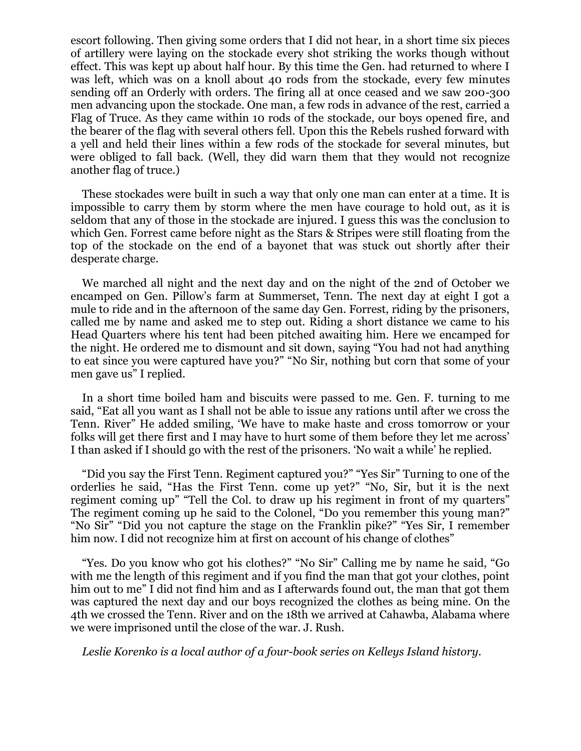escort following. Then giving some orders that I did not hear, in a short time six pieces of artillery were laying on the stockade every shot striking the works though without effect. This was kept up about half hour. By this time the Gen. had returned to where I was left, which was on a knoll about 40 rods from the stockade, every few minutes sending off an Orderly with orders. The firing all at once ceased and we saw 200-300 men advancing upon the stockade. One man, a few rods in advance of the rest, carried a Flag of Truce. As they came within 10 rods of the stockade, our boys opened fire, and the bearer of the flag with several others fell. Upon this the Rebels rushed forward with a yell and held their lines within a few rods of the stockade for several minutes, but were obliged to fall back. (Well, they did warn them that they would not recognize another flag of truce.)

These stockades were built in such a way that only one man can enter at a time. It is impossible to carry them by storm where the men have courage to hold out, as it is seldom that any of those in the stockade are injured. I guess this was the conclusion to which Gen. Forrest came before night as the Stars & Stripes were still floating from the top of the stockade on the end of a bayonet that was stuck out shortly after their desperate charge.

We marched all night and the next day and on the night of the 2nd of October we encamped on Gen. Pillow's farm at Summerset, Tenn. The next day at eight I got a mule to ride and in the afternoon of the same day Gen. Forrest, riding by the prisoners, called me by name and asked me to step out. Riding a short distance we came to his Head Quarters where his tent had been pitched awaiting him. Here we encamped for the night. He ordered me to dismount and sit down, saying "You had not had anything to eat since you were captured have you?" "No Sir, nothing but corn that some of your men gave us" I replied.

In a short time boiled ham and biscuits were passed to me. Gen. F. turning to me said, "Eat all you want as I shall not be able to issue any rations until after we cross the Tenn. River" He added smiling, 'We have to make haste and cross tomorrow or your folks will get there first and I may have to hurt some of them before they let me across' I than asked if I should go with the rest of the prisoners. 'No wait a while' he replied.

"Did you say the First Tenn. Regiment captured you?" "Yes Sir" Turning to one of the orderlies he said, "Has the First Tenn. come up yet?" "No, Sir, but it is the next regiment coming up" "Tell the Col. to draw up his regiment in front of my quarters" The regiment coming up he said to the Colonel, "Do you remember this young man?" "No Sir" "Did you not capture the stage on the Franklin pike?" "Yes Sir, I remember him now. I did not recognize him at first on account of his change of clothes"

"Yes. Do you know who got his clothes?" "No Sir" Calling me by name he said, "Go with me the length of this regiment and if you find the man that got your clothes, point him out to me" I did not find him and as I afterwards found out, the man that got them was captured the next day and our boys recognized the clothes as being mine. On the 4th we crossed the Tenn. River and on the 18th we arrived at Cahawba, Alabama where we were imprisoned until the close of the war. J. Rush.

*Leslie Korenko is a local author of a four-book series on Kelleys Island history.*